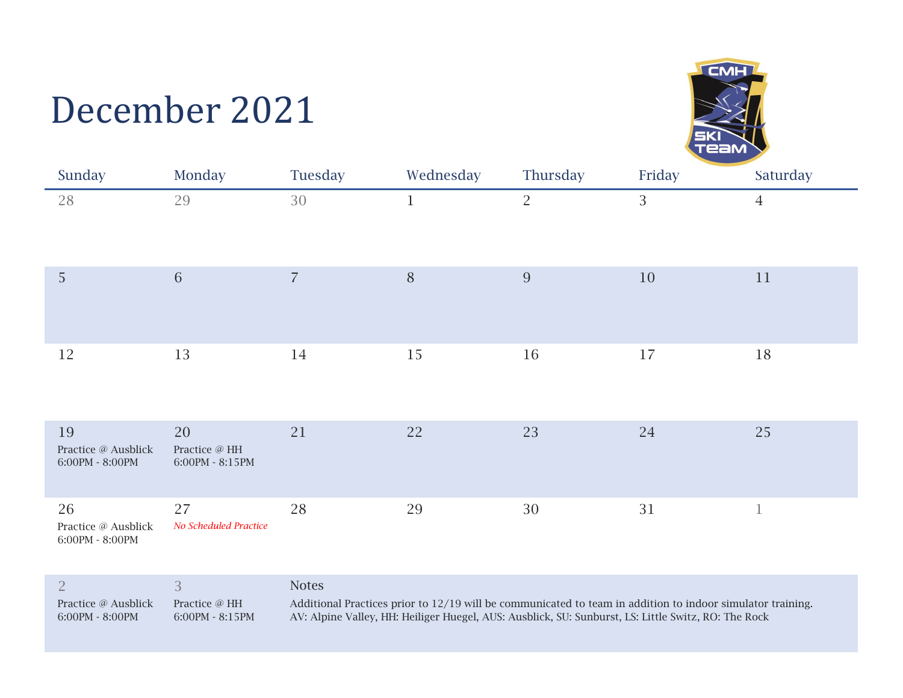# December 2021

| Sunday | Monday | Tuesday | Wednesday | Thursday | Friday | Saturday |
|---|---|---|---|---|---|---|
| 28 | 29 | 30 | 1 | 2 | 3 | 4 |
| 5 | 6 | 7 | 8 | 9 | 10 | 11 |
| 12 | 13 | 14 | 15 | 16 | 17 | 18 |
| 19<br>Practice @ Ausblick<br>6:00PM - 8:00PM | 20<br>Practice @ HH<br>6:00PM - 8:15PM | 21 | 22 | 23 | 24 | 25 |
| 26<br>Practice @ Ausblick<br>6:00PM - 8:00PM | 27<br>*No Scheduled Practice* | 28 | 29 | 30 | 31 | 1 |
| 2<br>Practice @ Ausblick<br>6:00PM - 8:00PM | 3<br>Practice @ HH<br>6:00PM - 8:15PM | | | | | |

**Notes**

Additional Practices prior to 12/19 will be communicated to team in addition to indoor simulator training.
AV: Alpine Valley, HH: Heiliger Huegel, AUS: Ausblick, SU: Sunburst, LS: Little Switz, RO: The Rock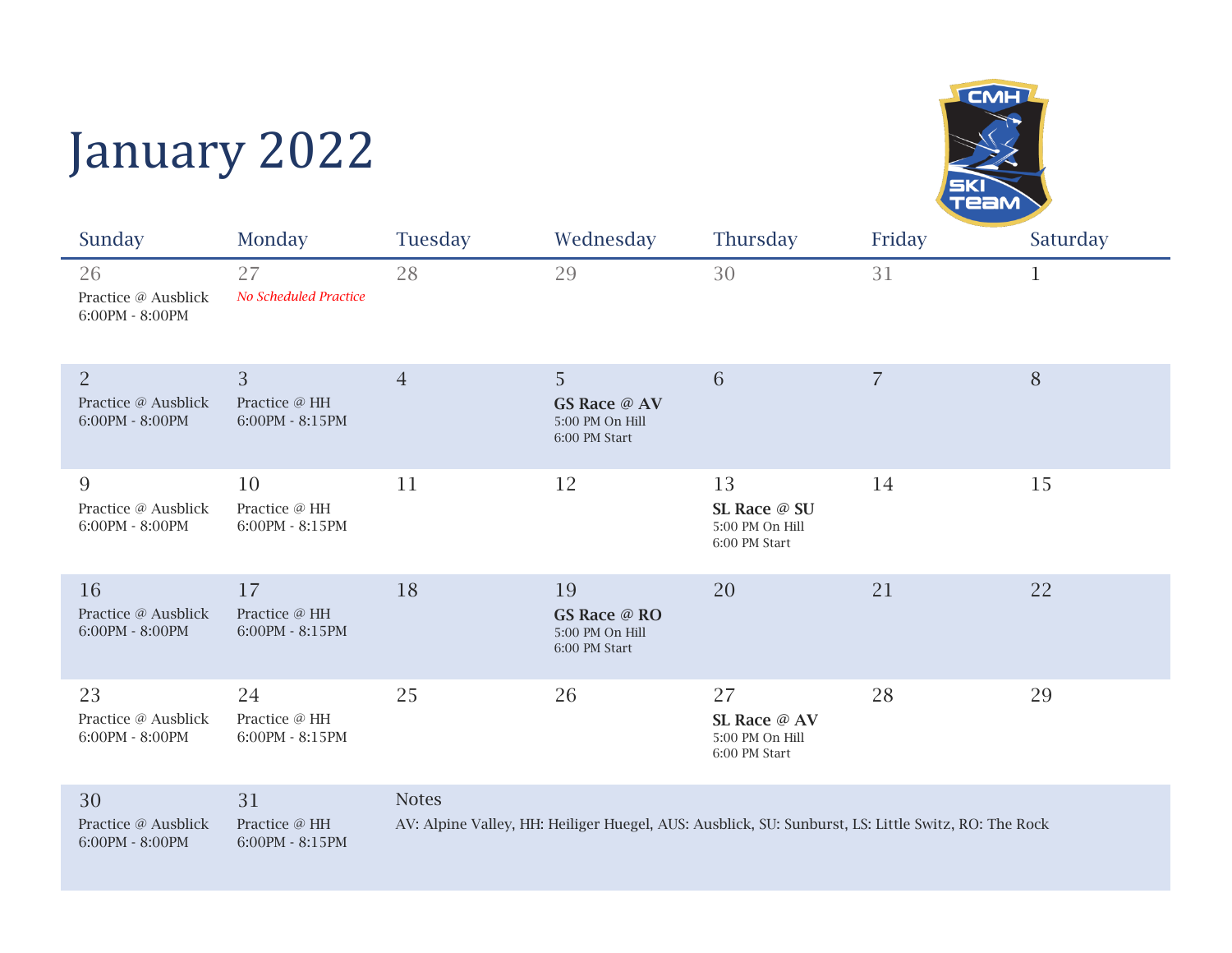# January 2022

| Sunday | Monday | Tuesday | Wednesday | Thursday | Friday | Saturday |
| --- | --- | --- | --- | --- | --- | --- |
| 26<br>Practice @ Ausblick<br>6:00PM - 8:00PM | 27<br>*No Scheduled Practice* | 28 | 29 | 30 | 31 | 1 |
| 2<br>Practice @ Ausblick<br>6:00PM - 8:00PM | 3<br>Practice @ HH<br>6:00PM - 8:15PM | 4 | 5<br>**GS Race @ AV**<br>5:00 PM On Hill<br>6:00 PM Start | 6 | 7 | 8 |
| 9<br>Practice @ Ausblick<br>6:00PM - 8:00PM | 10<br>Practice @ HH<br>6:00PM - 8:15PM | 11 | 12 | 13<br>**SL Race @ SU**<br>5:00 PM On Hill<br>6:00 PM Start | 14 | 15 |
| 16<br>Practice @ Ausblick<br>6:00PM - 8:00PM | 17<br>Practice @ HH<br>6:00PM - 8:15PM | 18 | 19<br>**GS Race @ RO**<br>5:00 PM On Hill<br>6:00 PM Start | 20 | 21 | 22 |
| 23<br>Practice @ Ausblick<br>6:00PM - 8:00PM | 24<br>Practice @ HH<br>6:00PM - 8:15PM | 25 | 26 | 27<br>**SL Race @ AV**<br>5:00 PM On Hill<br>6:00 PM Start | 28 | 29 |
| 30<br>Practice @ Ausblick<br>6:00PM - 8:00PM | 31<br>Practice @ HH<br>6:00PM - 8:15PM | | | | | |

**Notes**

AV: Alpine Valley, HH: Heiliger Huegel, AUS: Ausblick, SU: Sunburst, LS: Little Switz, RO: The Rock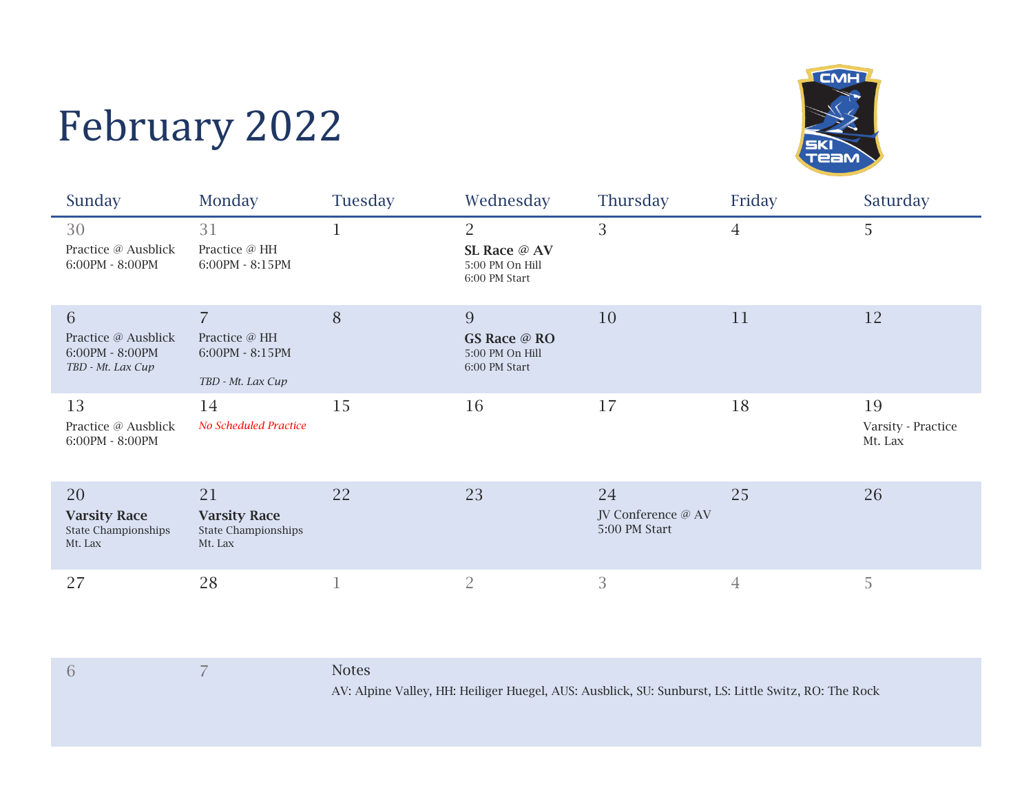# February 2022

CMH SKI TEAM

| Sunday | Monday | Tuesday | Wednesday | Thursday | Friday | Saturday |
|---|---|---|---|---|---|---|
| 30<br>Practice @ Ausblick<br>6:00PM - 8:00PM | 31<br>Practice @ HH<br>6:00PM - 8:15PM | 1 | 2<br>**SL Race @ AV**<br>5:00 PM On Hill<br>6:00 PM Start | 3 | 4 | 5 |
| 6<br>Practice @ Ausblick<br>6:00PM - 8:00PM<br>*TBD - Mt. Lax Cup* | 7<br>Practice @ HH<br>6:00PM - 8:15PM<br>*TBD - Mt. Lax Cup* | 8 | 9<br>**GS Race @ RO**<br>5:00 PM On Hill<br>6:00 PM Start | 10 | 11 | 12 |
| 13<br>Practice @ Ausblick<br>6:00PM - 8:00PM | 14<br>*No Scheduled Practice* | 15 | 16 | 17 | 18 | 19<br>Varsity - Practice<br>Mt. Lax |
| 20<br>**Varsity Race**<br>State Championships<br>Mt. Lax | 21<br>**Varsity Race**<br>State Championships<br>Mt. Lax | 22 | 23 | 24<br>JV Conference @ AV<br>5:00 PM Start | 25 | 26 |
| 27 | 28 | 1 | 2 | 3 | 4 | 5 |
| 6 | 7 | | | | | |

**Notes**

AV: Alpine Valley, HH: Heiliger Huegel, AUS: Ausblick, SU: Sunburst, LS: Little Switz, RO: The Rock